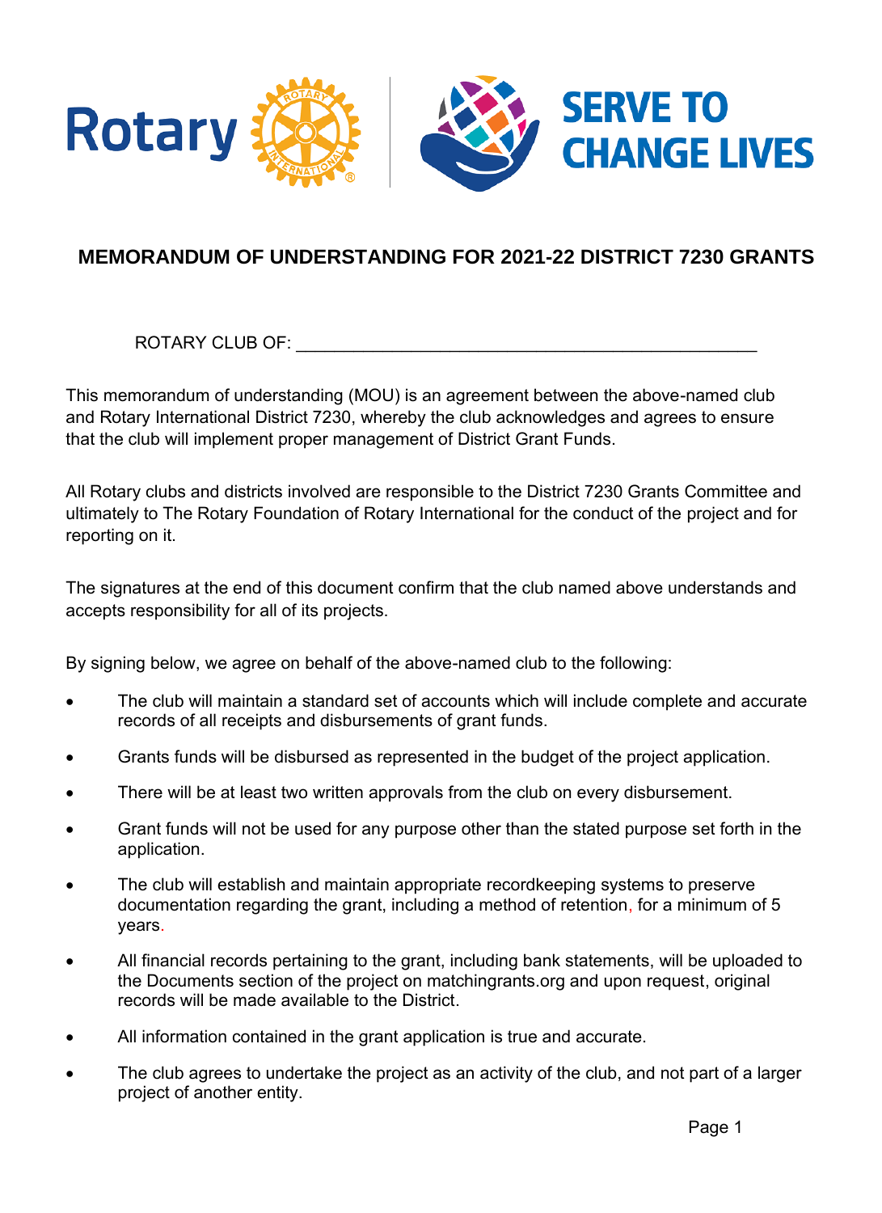# MEMORANDUM OF UNDERSTANDING FOR 2021-22 DISTRICT 7230 GRANTS

ROTARY CLUB OF: ___________________________________________________

This memorandum of understanding (MOU) is an agreement between the above-named club and Rotary International District 7230, whereby the club acknowledges and agrees to ensure that the club will implement proper management of District Grant Funds.

All Rotary clubs and districts involved are responsible to the District 7230 Grants Committee and ultimately to The Rotary Foundation of Rotary International for the conduct of the project and for reporting on it.

The signatures at the end of this document confirm that the club named above understands and accepts responsibility for all of its projects.

By signing below, we agree on behalf of the above-named club to the following:

- The club will maintain a standard set of accounts which will include complete and accurate records of all receipts and disbursements of grant funds.
- Grants funds will be disbursed as represented in the budget of the project application.
- There will be at least two written approvals from the club on every disbursement.
- Grant funds will not be used for any purpose other than the stated purpose set forth in the application.
- The club will establish and maintain appropriate recordkeeping systems to preserve documentation regarding the grant, including a method of retention, for a minimum of 5 years.
- All financial records pertaining to the grant, including bank statements, will be uploaded to the Documents section of the project on matchingrants.org and upon request, original records will be made available to the District.
- All information contained in the grant application is true and accurate.
- The club agrees to undertake the project as an activity of the club, and not part of a larger project of another entity.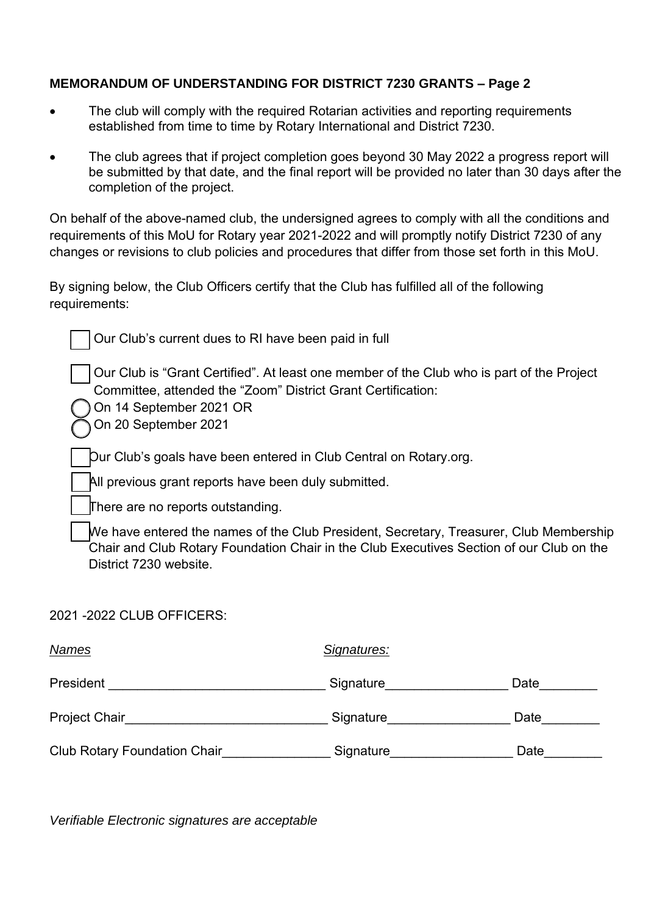**MEMORANDUM OF UNDERSTANDING FOR DISTRICT 7230 GRANTS – Page 2**

- The club will comply with the required Rotarian activities and reporting requirements established from time to time by Rotary International and District 7230.
- The club agrees that if project completion goes beyond 30 May 2022 a progress report will be submitted by that date, and the final report will be provided no later than 30 days after the completion of the project.

On behalf of the above-named club, the undersigned agrees to comply with all the conditions and requirements of this MoU for Rotary year 2021-2022 and will promptly notify District 7230 of any changes or revisions to club policies and procedures that differ from those set forth in this MoU.

By signing below, the Club Officers certify that the Club has fulfilled all of the following requirements:

- [ ] Our Club's current dues to RI have been paid in full
- [ ] Our Club is "Grant Certified". At least one member of the Club who is part of the Project Committee, attended the "Zoom" District Grant Certification:
  - ◯ On 14 September 2021 OR
  - ◯ On 20 September 2021
- [ ] Our Club's goals have been entered in Club Central on Rotary.org.
- [ ] All previous grant reports have been duly submitted.
- [ ] There are no reports outstanding.
- [ ] We have entered the names of the Club President, Secretary, Treasurer, Club Membership Chair and Club Rotary Foundation Chair in the Club Executives Section of our Club on the District 7230 website.

2021 -2022 CLUB OFFICERS:

*Names* *Signatures:*

President ______________________________ Signature_________________ Date________

Project Chair____________________________ Signature_________________ Date________

Club Rotary Foundation Chair_______________ Signature_________________ Date________

*Verifiable Electronic signatures are acceptable*